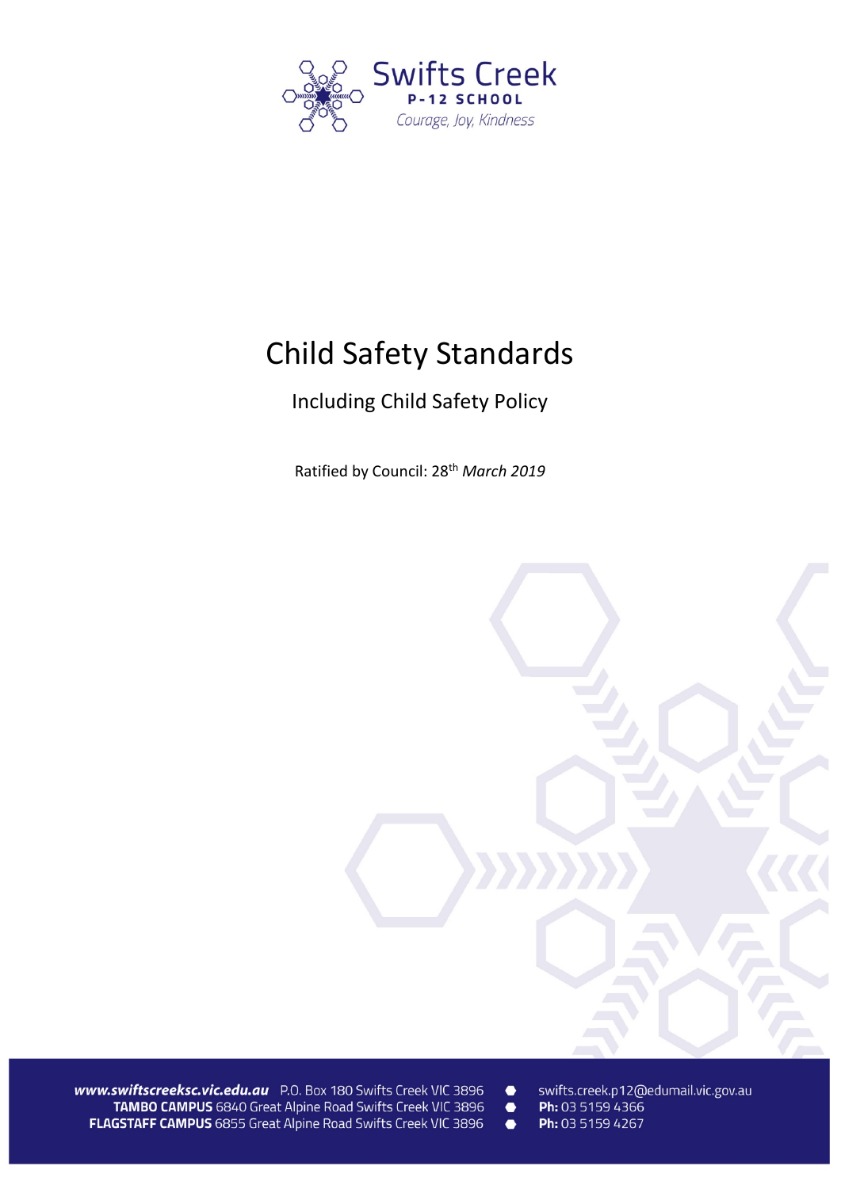Swifts Creek

**P-12 SCHOOL**

*Courage, Joy, Kindness*

# Child Safety Standards

## Including Child Safety Policy

Ratified by Council: 28th *March 2019*

***www.swiftscreeksc.vic.edu.au*** P.O. Box 180 Swifts Creek VIC 3896 • swifts.creek.p12@edumail.vic.gov.au

**TAMBO CAMPUS** 6840 Great Alpine Road Swifts Creek VIC 3896 • **Ph:** 03 5159 4366

**FLAGSTAFF CAMPUS** 6855 Great Alpine Road Swifts Creek VIC 3896 • **Ph:** 03 5159 4267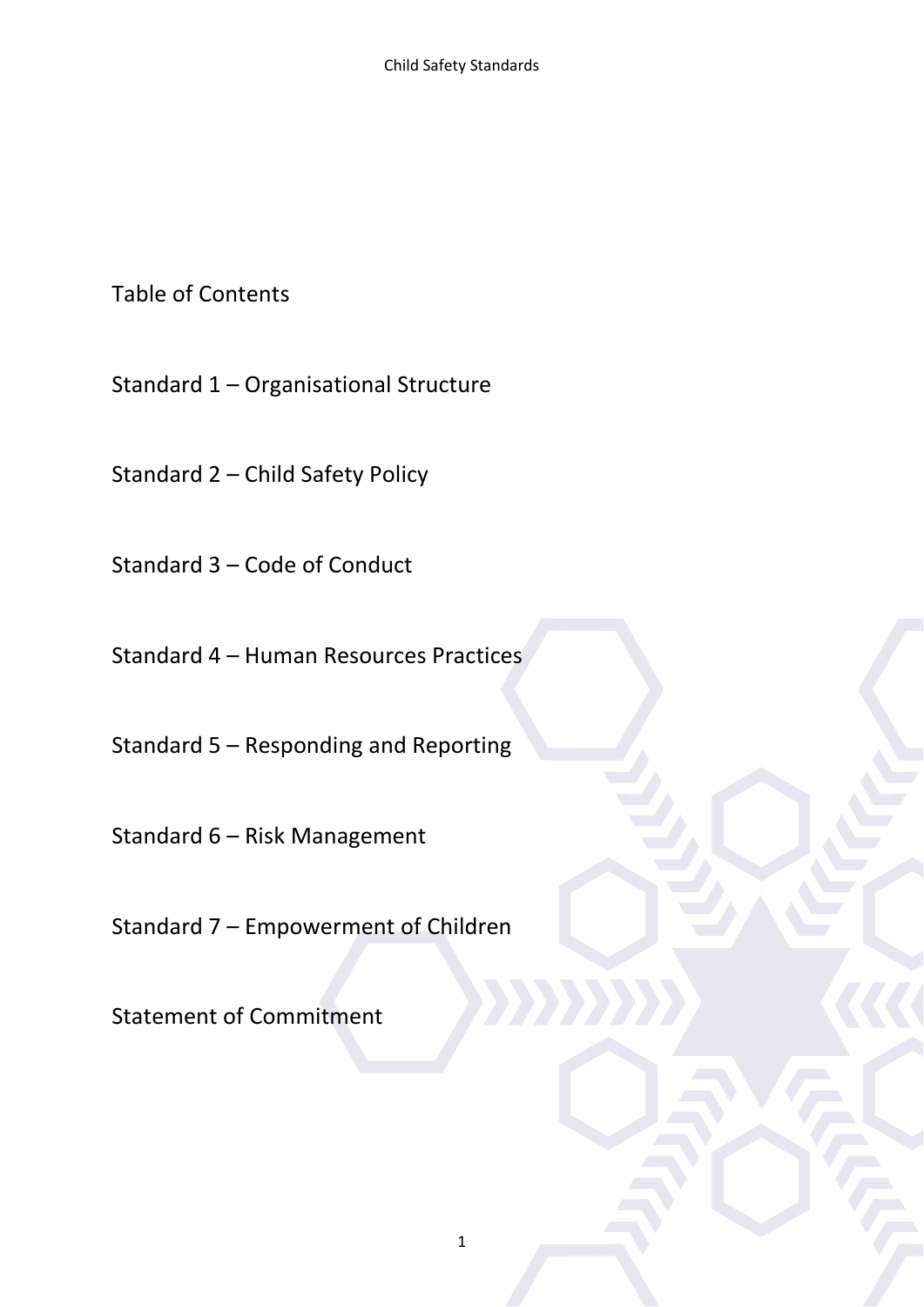# Table of Contents

Standard 1 – Organisational Structure

Standard 2 – Child Safety Policy

Standard 3 – Code of Conduct

Standard 4 – Human Resources Practices

Standard 5 – Responding and Reporting

Standard 6 – Risk Management

Standard 7 – Empowerment of Children

Statement of Commitment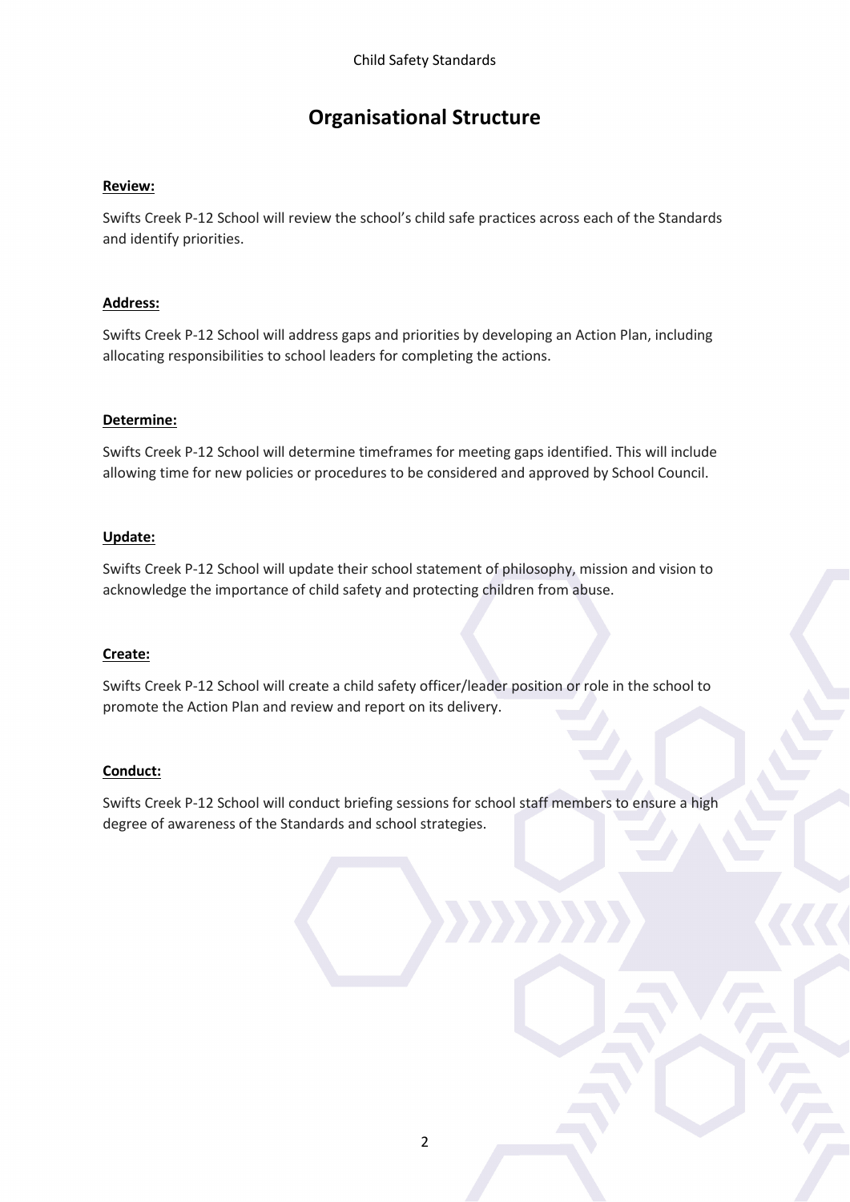# Organisational Structure

**Review:**

Swifts Creek P-12 School will review the school's child safe practices across each of the Standards and identify priorities.

**Address:**

Swifts Creek P-12 School will address gaps and priorities by developing an Action Plan, including allocating responsibilities to school leaders for completing the actions.

**Determine:**

Swifts Creek P-12 School will determine timeframes for meeting gaps identified. This will include allowing time for new policies or procedures to be considered and approved by School Council.

**Update:**

Swifts Creek P-12 School will update their school statement of philosophy, mission and vision to acknowledge the importance of child safety and protecting children from abuse.

**Create:**

Swifts Creek P-12 School will create a child safety officer/leader position or role in the school to promote the Action Plan and review and report on its delivery.

**Conduct:**

Swifts Creek P-12 School will conduct briefing sessions for school staff members to ensure a high degree of awareness of the Standards and school strategies.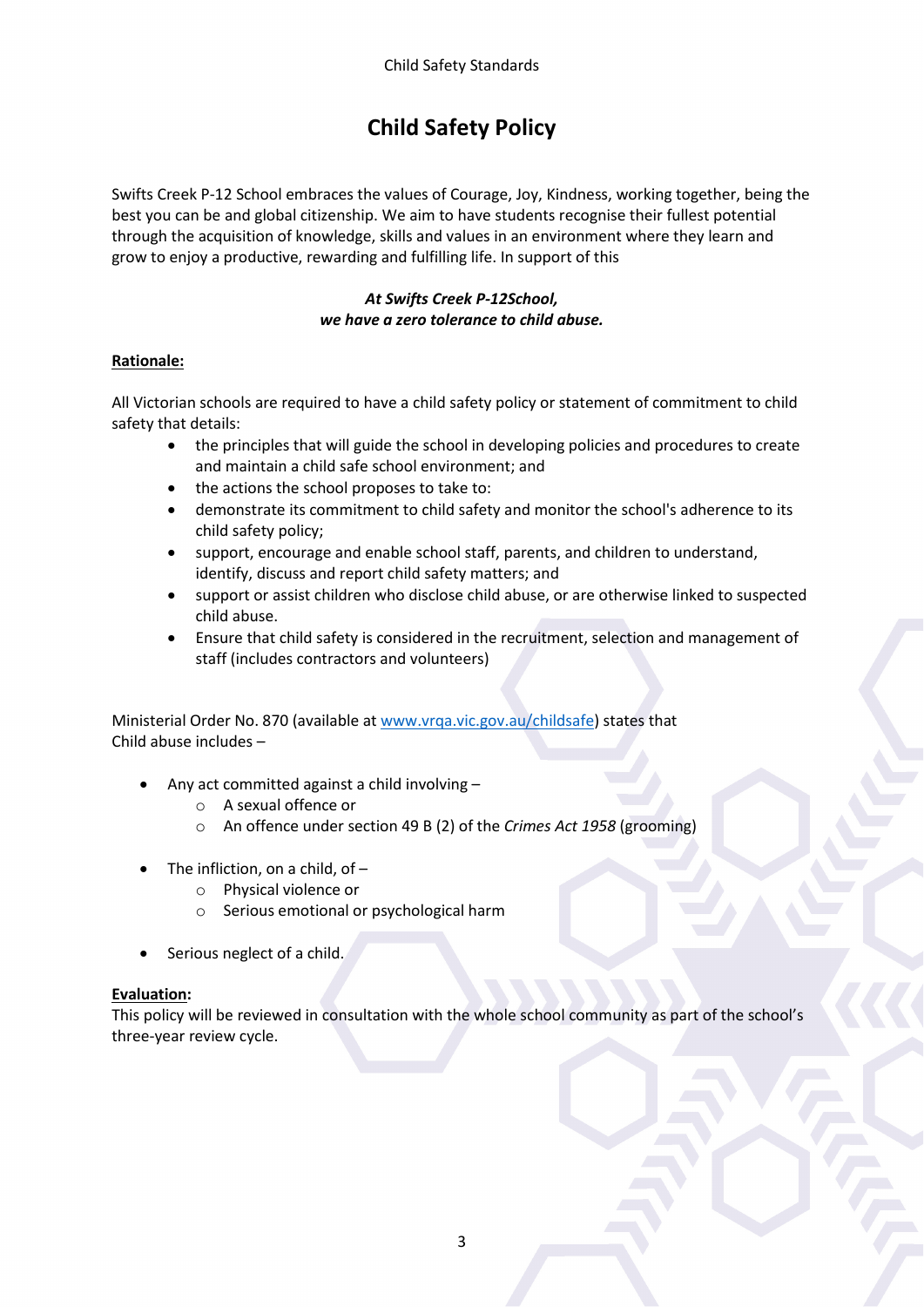# Child Safety Policy

Swifts Creek P-12 School embraces the values of Courage, Joy, Kindness, working together, being the best you can be and global citizenship. We aim to have students recognise their fullest potential through the acquisition of knowledge, skills and values in an environment where they learn and grow to enjoy a productive, rewarding and fulfilling life. In support of this

***At Swifts Creek P-12School, we have a zero tolerance to child abuse.***

**Rationale:**

All Victorian schools are required to have a child safety policy or statement of commitment to child safety that details:

- the principles that will guide the school in developing policies and procedures to create and maintain a child safe school environment; and
- the actions the school proposes to take to:
- demonstrate its commitment to child safety and monitor the school's adherence to its child safety policy;
- support, encourage and enable school staff, parents, and children to understand, identify, discuss and report child safety matters; and
- support or assist children who disclose child abuse, or are otherwise linked to suspected child abuse.
- Ensure that child safety is considered in the recruitment, selection and management of staff (includes contractors and volunteers)

Ministerial Order No. 870 (available at www.vrqa.vic.gov.au/childsafe) states that Child abuse includes –

- Any act committed against a child involving –
  - A sexual offence or
  - An offence under section 49 B (2) of the *Crimes Act 1958* (grooming)
- The infliction, on a child, of –
  - Physical violence or
  - Serious emotional or psychological harm
- Serious neglect of a child.

**Evaluation:**
This policy will be reviewed in consultation with the whole school community as part of the school's three-year review cycle.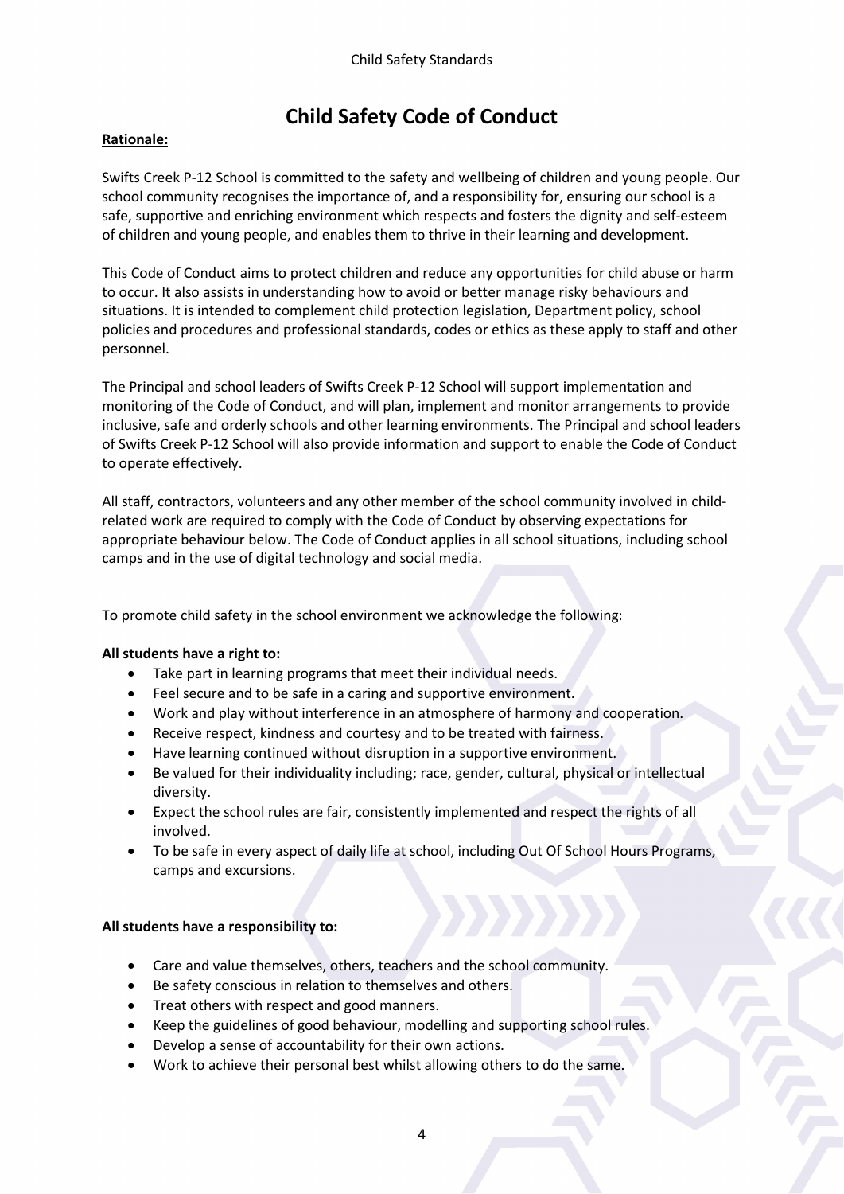# Child Safety Code of Conduct

**Rationale:**

Swifts Creek P-12 School is committed to the safety and wellbeing of children and young people. Our school community recognises the importance of, and a responsibility for, ensuring our school is a safe, supportive and enriching environment which respects and fosters the dignity and self-esteem of children and young people, and enables them to thrive in their learning and development.

This Code of Conduct aims to protect children and reduce any opportunities for child abuse or harm to occur. It also assists in understanding how to avoid or better manage risky behaviours and situations. It is intended to complement child protection legislation, Department policy, school policies and procedures and professional standards, codes or ethics as these apply to staff and other personnel.

The Principal and school leaders of Swifts Creek P-12 School will support implementation and monitoring of the Code of Conduct, and will plan, implement and monitor arrangements to provide inclusive, safe and orderly schools and other learning environments. The Principal and school leaders of Swifts Creek P-12 School will also provide information and support to enable the Code of Conduct to operate effectively.

All staff, contractors, volunteers and any other member of the school community involved in child-related work are required to comply with the Code of Conduct by observing expectations for appropriate behaviour below. The Code of Conduct applies in all school situations, including school camps and in the use of digital technology and social media.

To promote child safety in the school environment we acknowledge the following:

**All students have a right to:**

- Take part in learning programs that meet their individual needs.
- Feel secure and to be safe in a caring and supportive environment.
- Work and play without interference in an atmosphere of harmony and cooperation.
- Receive respect, kindness and courtesy and to be treated with fairness.
- Have learning continued without disruption in a supportive environment.
- Be valued for their individuality including; race, gender, cultural, physical or intellectual diversity.
- Expect the school rules are fair, consistently implemented and respect the rights of all involved.
- To be safe in every aspect of daily life at school, including Out Of School Hours Programs, camps and excursions.

**All students have a responsibility to:**

- Care and value themselves, others, teachers and the school community.
- Be safety conscious in relation to themselves and others.
- Treat others with respect and good manners.
- Keep the guidelines of good behaviour, modelling and supporting school rules.
- Develop a sense of accountability for their own actions.
- Work to achieve their personal best whilst allowing others to do the same.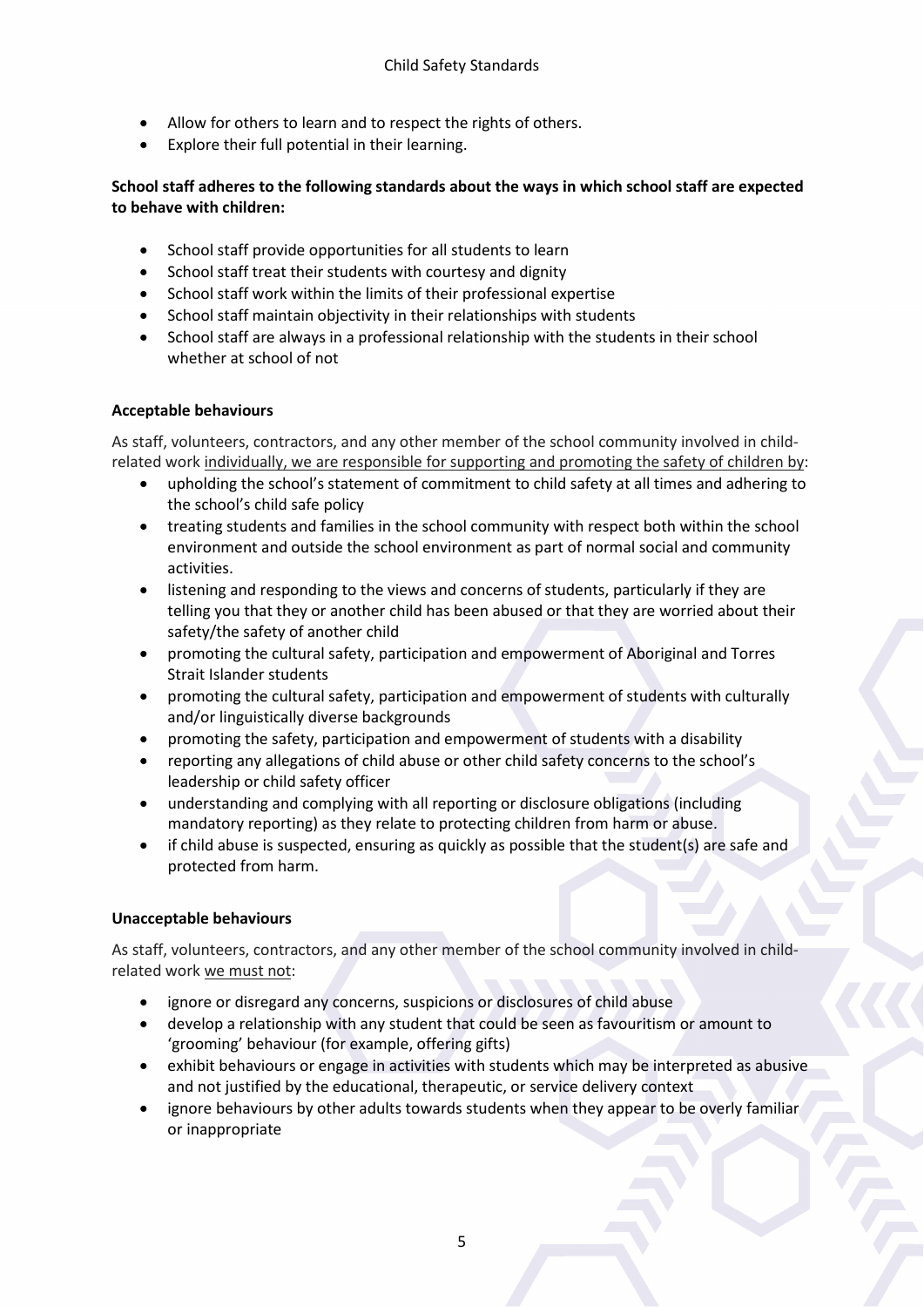- Allow for others to learn and to respect the rights of others.
- Explore their full potential in their learning.

**School staff adheres to the following standards about the ways in which school staff are expected to behave with children:**

- School staff provide opportunities for all students to learn
- School staff treat their students with courtesy and dignity
- School staff work within the limits of their professional expertise
- School staff maintain objectivity in their relationships with students
- School staff are always in a professional relationship with the students in their school whether at school of not

**Acceptable behaviours**

As staff, volunteers, contractors, and any other member of the school community involved in child-related work individually, we are responsible for supporting and promoting the safety of children by:

- upholding the school's statement of commitment to child safety at all times and adhering to the school's child safe policy
- treating students and families in the school community with respect both within the school environment and outside the school environment as part of normal social and community activities.
- listening and responding to the views and concerns of students, particularly if they are telling you that they or another child has been abused or that they are worried about their safety/the safety of another child
- promoting the cultural safety, participation and empowerment of Aboriginal and Torres Strait Islander students
- promoting the cultural safety, participation and empowerment of students with culturally and/or linguistically diverse backgrounds
- promoting the safety, participation and empowerment of students with a disability
- reporting any allegations of child abuse or other child safety concerns to the school's leadership or child safety officer
- understanding and complying with all reporting or disclosure obligations (including mandatory reporting) as they relate to protecting children from harm or abuse.
- if child abuse is suspected, ensuring as quickly as possible that the student(s) are safe and protected from harm.

**Unacceptable behaviours**

As staff, volunteers, contractors, and any other member of the school community involved in child-related work we must not:

- ignore or disregard any concerns, suspicions or disclosures of child abuse
- develop a relationship with any student that could be seen as favouritism or amount to 'grooming' behaviour (for example, offering gifts)
- exhibit behaviours or engage in activities with students which may be interpreted as abusive and not justified by the educational, therapeutic, or service delivery context
- ignore behaviours by other adults towards students when they appear to be overly familiar or inappropriate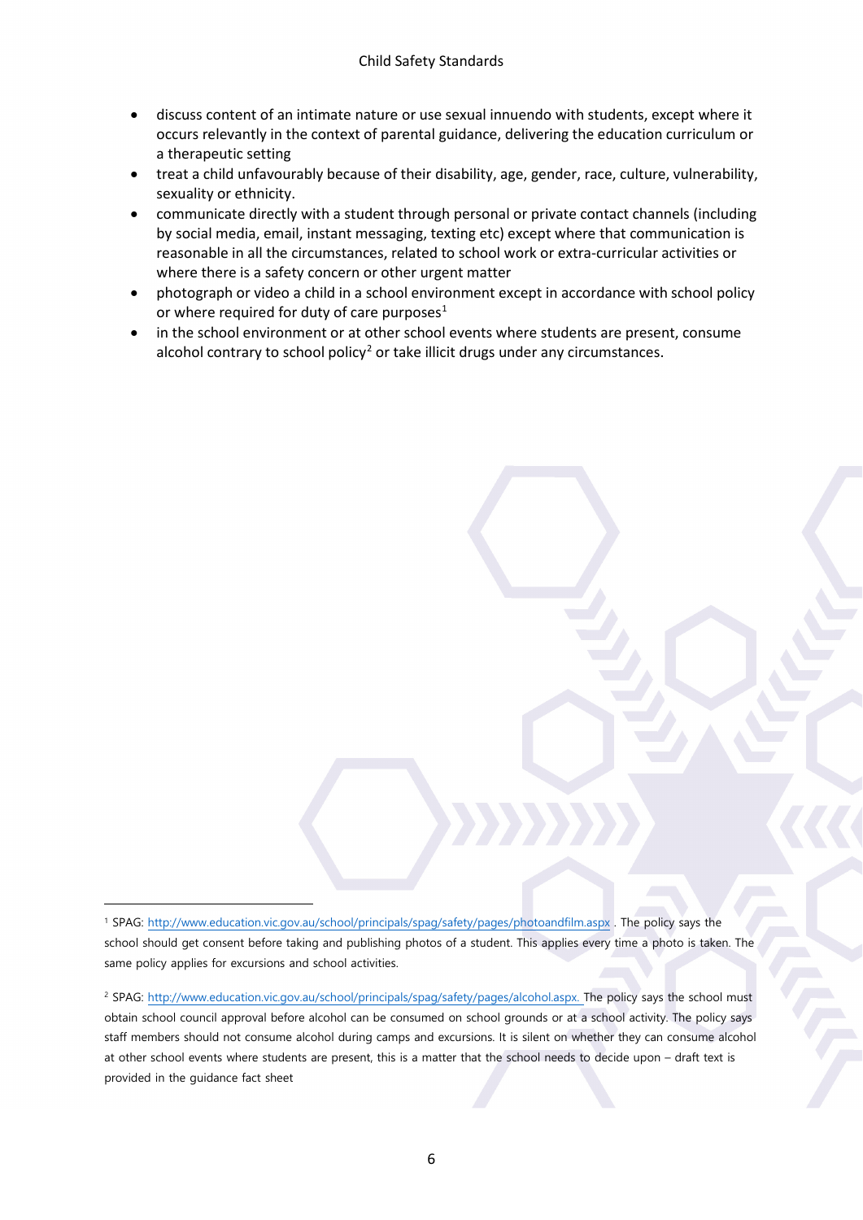- discuss content of an intimate nature or use sexual innuendo with students, except where it occurs relevantly in the context of parental guidance, delivering the education curriculum or a therapeutic setting
- treat a child unfavourably because of their disability, age, gender, race, culture, vulnerability, sexuality or ethnicity.
- communicate directly with a student through personal or private contact channels (including by social media, email, instant messaging, texting etc) except where that communication is reasonable in all the circumstances, related to school work or extra-curricular activities or where there is a safety concern or other urgent matter
- photograph or video a child in a school environment except in accordance with school policy or where required for duty of care purposes[1]
- in the school environment or at other school events where students are present, consume alcohol contrary to school policy[2] or take illicit drugs under any circumstances.

---

[1] SPAG: http://www.education.vic.gov.au/school/principals/spag/safety/pages/photoandfilm.aspx . The policy says the school should get consent before taking and publishing photos of a student. This applies every time a photo is taken. The same policy applies for excursions and school activities.

[2] SPAG: http://www.education.vic.gov.au/school/principals/spag/safety/pages/alcohol.aspx. The policy says the school must obtain school council approval before alcohol can be consumed on school grounds or at a school activity. The policy says staff members should not consume alcohol during camps and excursions. It is silent on whether they can consume alcohol at other school events where students are present, this is a matter that the school needs to decide upon – draft text is provided in the guidance fact sheet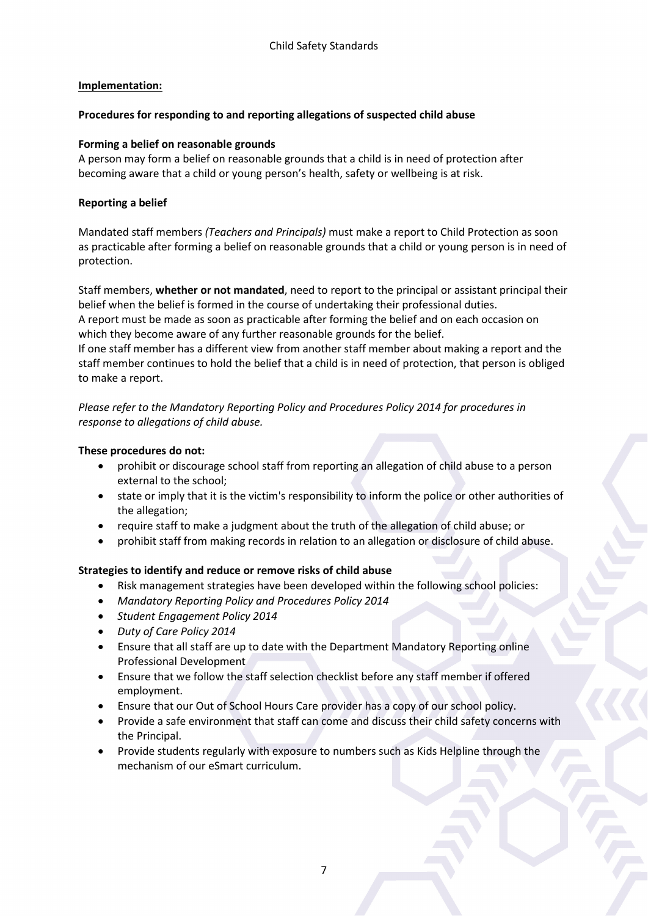**<u>Implementation:</u>**

**Procedures for responding to and reporting allegations of suspected child abuse**

**Forming a belief on reasonable grounds**

A person may form a belief on reasonable grounds that a child is in need of protection after becoming aware that a child or young person's health, safety or wellbeing is at risk.

**Reporting a belief**

Mandated staff members *(Teachers and Principals)* must make a report to Child Protection as soon as practicable after forming a belief on reasonable grounds that a child or young person is in need of protection.

Staff members, **whether or not mandated**, need to report to the principal or assistant principal their belief when the belief is formed in the course of undertaking their professional duties.
A report must be made as soon as practicable after forming the belief and on each occasion on which they become aware of any further reasonable grounds for the belief.
If one staff member has a different view from another staff member about making a report and the staff member continues to hold the belief that a child is in need of protection, that person is obliged to make a report.

*Please refer to the Mandatory Reporting Policy and Procedures Policy 2014 for procedures in response to allegations of child abuse.*

**These procedures do not:**

- prohibit or discourage school staff from reporting an allegation of child abuse to a person external to the school;
- state or imply that it is the victim's responsibility to inform the police or other authorities of the allegation;
- require staff to make a judgment about the truth of the allegation of child abuse; or
- prohibit staff from making records in relation to an allegation or disclosure of child abuse.

**Strategies to identify and reduce or remove risks of child abuse**

- Risk management strategies have been developed within the following school policies:
- *Mandatory Reporting Policy and Procedures Policy 2014*
- *Student Engagement Policy 2014*
- *Duty of Care Policy 2014*
- Ensure that all staff are up to date with the Department Mandatory Reporting online Professional Development
- Ensure that we follow the staff selection checklist before any staff member if offered employment.
- Ensure that our Out of School Hours Care provider has a copy of our school policy.
- Provide a safe environment that staff can come and discuss their child safety concerns with the Principal.
- Provide students regularly with exposure to numbers such as Kids Helpline through the mechanism of our eSmart curriculum.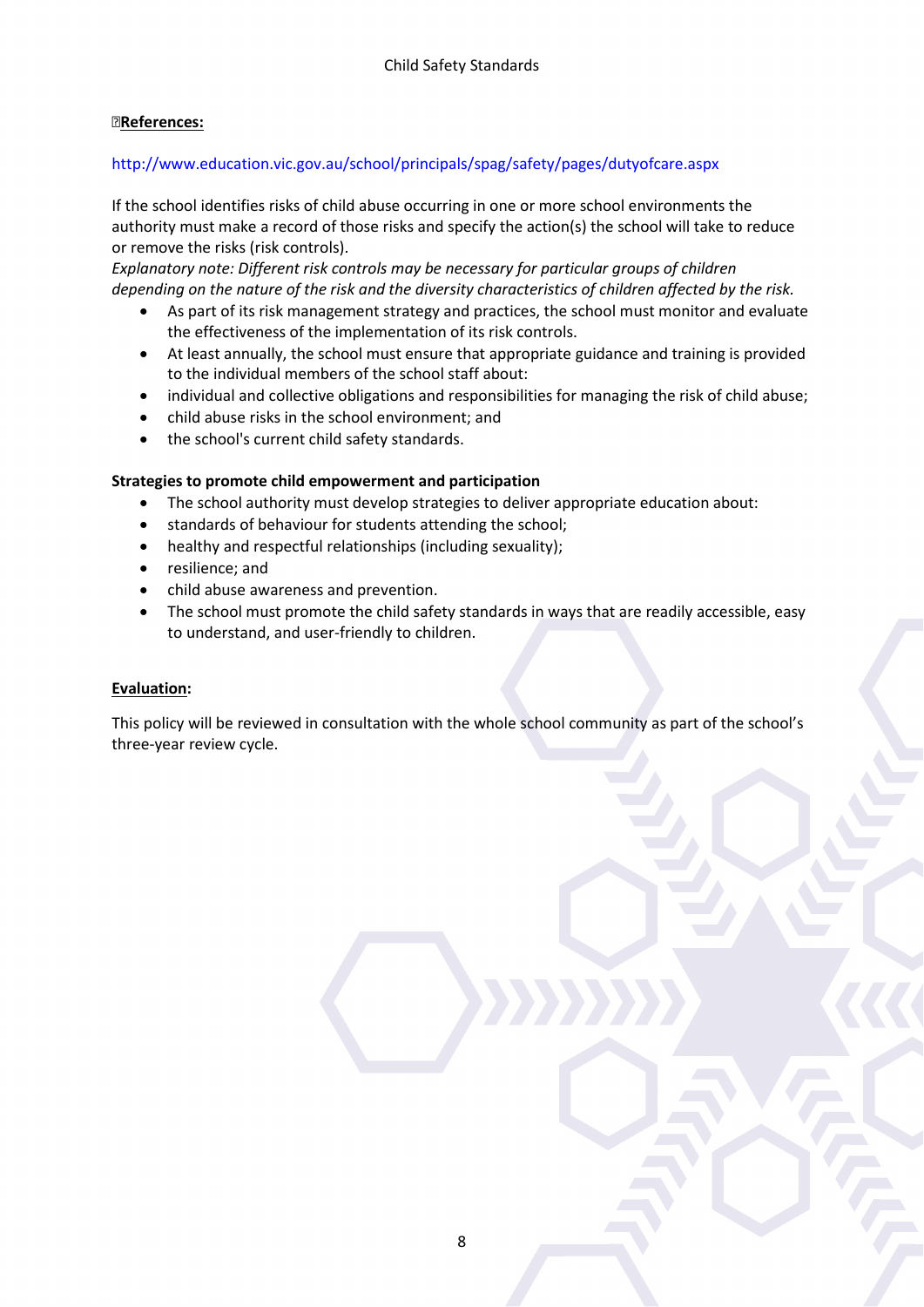**References:**

http://www.education.vic.gov.au/school/principals/spag/safety/pages/dutyofcare.aspx

If the school identifies risks of child abuse occurring in one or more school environments the authority must make a record of those risks and specify the action(s) the school will take to reduce or remove the risks (risk controls).

*Explanatory note: Different risk controls may be necessary for particular groups of children depending on the nature of the risk and the diversity characteristics of children affected by the risk.*

- As part of its risk management strategy and practices, the school must monitor and evaluate the effectiveness of the implementation of its risk controls.
- At least annually, the school must ensure that appropriate guidance and training is provided to the individual members of the school staff about:
- individual and collective obligations and responsibilities for managing the risk of child abuse;
- child abuse risks in the school environment; and
- the school's current child safety standards.

**Strategies to promote child empowerment and participation**

- The school authority must develop strategies to deliver appropriate education about:
- standards of behaviour for students attending the school;
- healthy and respectful relationships (including sexuality);
- resilience; and
- child abuse awareness and prevention.
- The school must promote the child safety standards in ways that are readily accessible, easy to understand, and user-friendly to children.

**Evaluation:**

This policy will be reviewed in consultation with the whole school community as part of the school's three-year review cycle.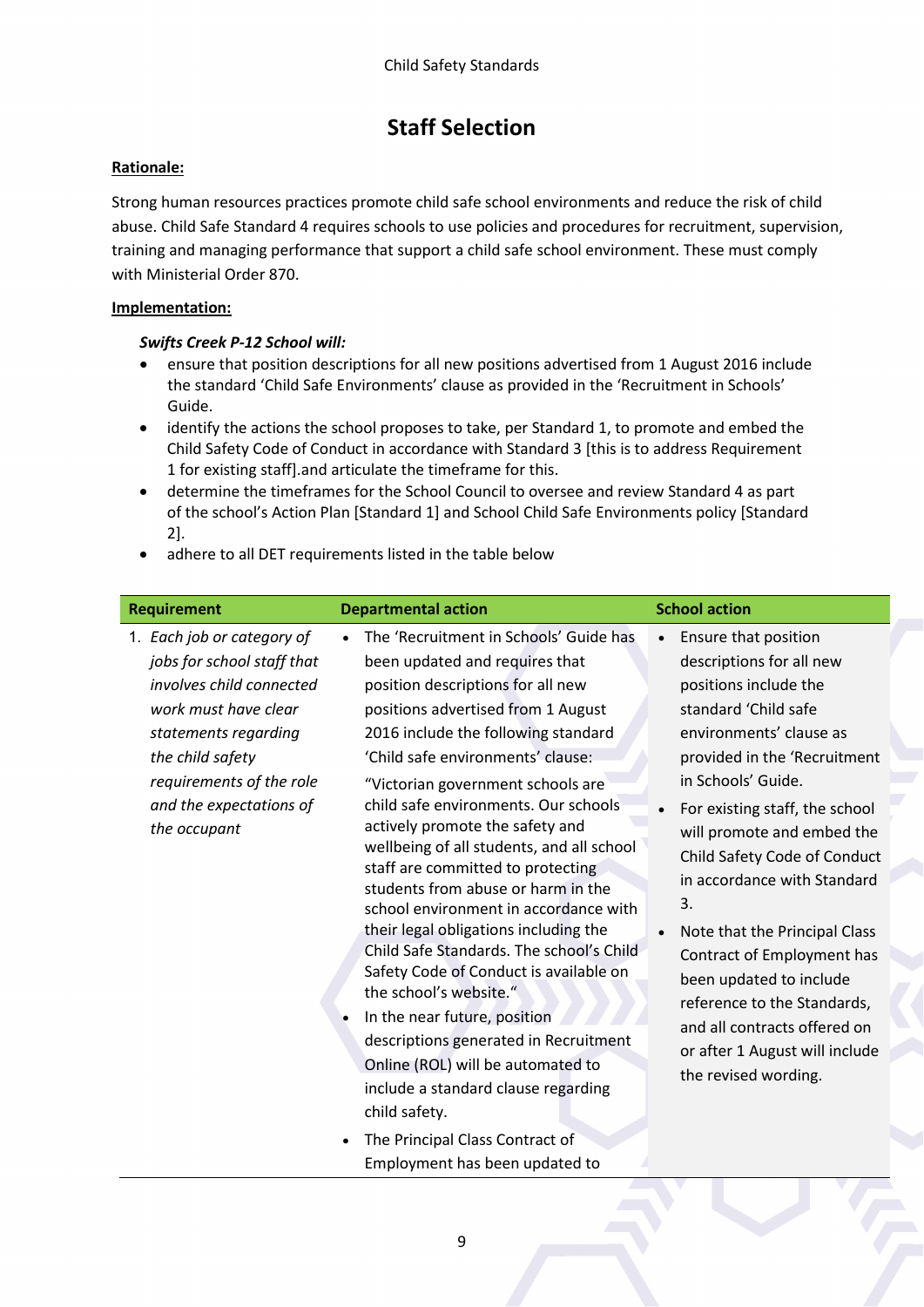# Staff Selection

**Rationale:**

Strong human resources practices promote child safe school environments and reduce the risk of child abuse. Child Safe Standard 4 requires schools to use policies and procedures for recruitment, supervision, training and managing performance that support a child safe school environment. These must comply with Ministerial Order 870.

**Implementation:**

***Swifts Creek P-12 School will:***

- ensure that position descriptions for all new positions advertised from 1 August 2016 include the standard 'Child Safe Environments' clause as provided in the 'Recruitment in Schools' Guide.
- identify the actions the school proposes to take, per Standard 1, to promote and embed the Child Safety Code of Conduct in accordance with Standard 3 [this is to address Requirement 1 for existing staff].and articulate the timeframe for this.
- determine the timeframes for the School Council to oversee and review Standard 4 as part of the school's Action Plan [Standard 1] and School Child Safe Environments policy [Standard 2].
- adhere to all DET requirements listed in the table below

| Requirement | Departmental action | School action |
|---|---|---|
| 1. *Each job or category of jobs for school staff that involves child connected work must have clear statements regarding the child safety requirements of the role and the expectations of the occupant* | • The 'Recruitment in Schools' Guide has been updated and requires that position descriptions for all new positions advertised from 1 August 2016 include the following standard 'Child safe environments' clause: "Victorian government schools are child safe environments. Our schools actively promote the safety and wellbeing of all students, and all school staff are committed to protecting students from abuse or harm in the school environment in accordance with their legal obligations including the Child Safe Standards. The school's Child Safety Code of Conduct is available on the school's website."<br>• In the near future, position descriptions generated in Recruitment Online (ROL) will be automated to include a standard clause regarding child safety.<br>• The Principal Class Contract of Employment has been updated to | • Ensure that position descriptions for all new positions include the standard 'Child safe environments' clause as provided in the 'Recruitment in Schools' Guide.<br>• For existing staff, the school will promote and embed the Child Safety Code of Conduct in accordance with Standard 3.<br>• Note that the Principal Class Contract of Employment has been updated to include reference to the Standards, and all contracts offered on or after 1 August will include the revised wording. |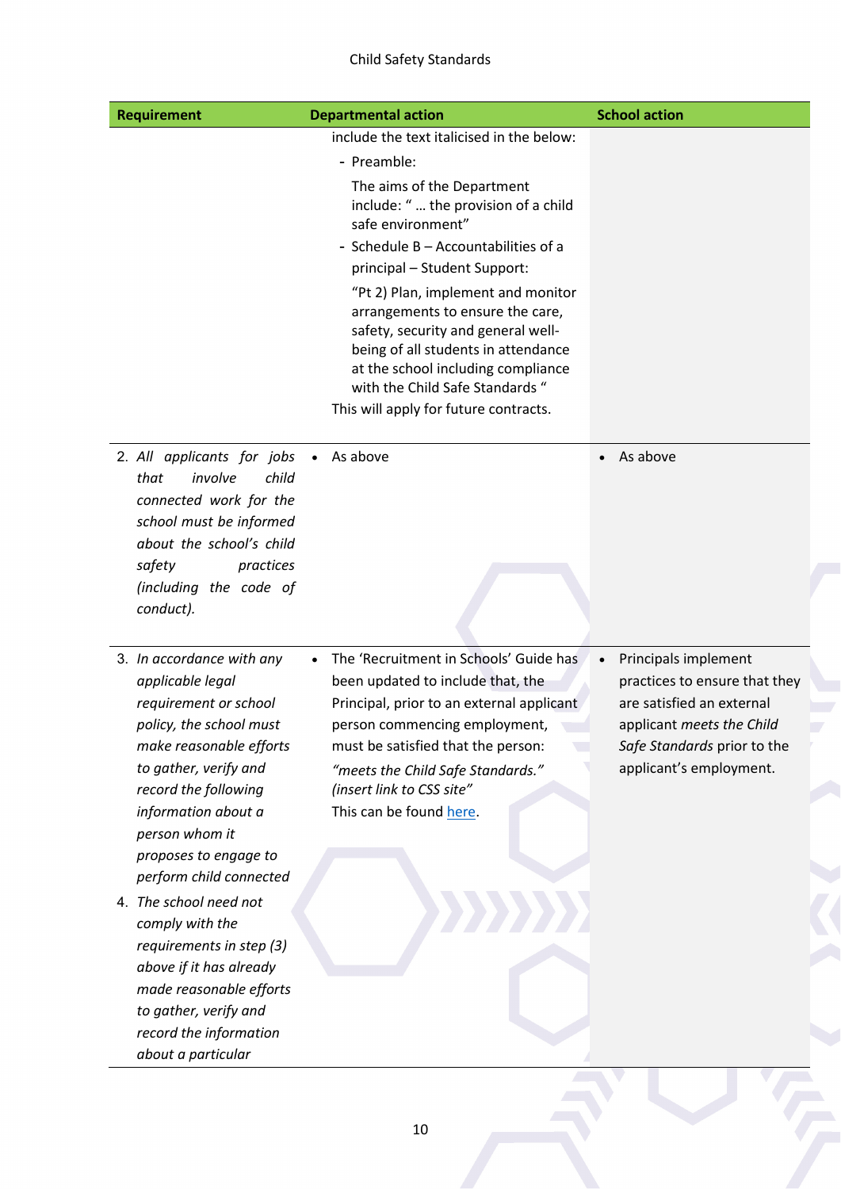| Requirement | Departmental action | School action |
|---|---|---|
| | include the text italicised in the below:<br>- Preamble:<br>The aims of the Department include: " … the provision of a child safe environment"<br>- Schedule B – Accountabilities of a principal – Student Support:<br>"Pt 2) Plan, implement and monitor arrangements to ensure the care, safety, security and general well-being of all students in attendance at the school including compliance with the Child Safe Standards "<br>This will apply for future contracts. | |
| 2. *All applicants for jobs that involve child connected work for the school must be informed about the school's child safety practices (including the code of conduct).* | • As above | • As above |
| 3. *In accordance with any applicable legal requirement or school policy, the school must make reasonable efforts to gather, verify and record the following information about a person whom it proposes to engage to perform child connected*<br>4. *The school need not comply with the requirements in step (3) above if it has already made reasonable efforts to gather, verify and record the information about a particular* | • The 'Recruitment in Schools' Guide has been updated to include that, the Principal, prior to an external applicant person commencing employment, must be satisfied that the person:<br>*"meets the Child Safe Standards." (insert link to CSS site"*<br>This can be found here. | • Principals implement practices to ensure that they are satisfied an external applicant *meets the Child Safe Standards* prior to the applicant's employment. |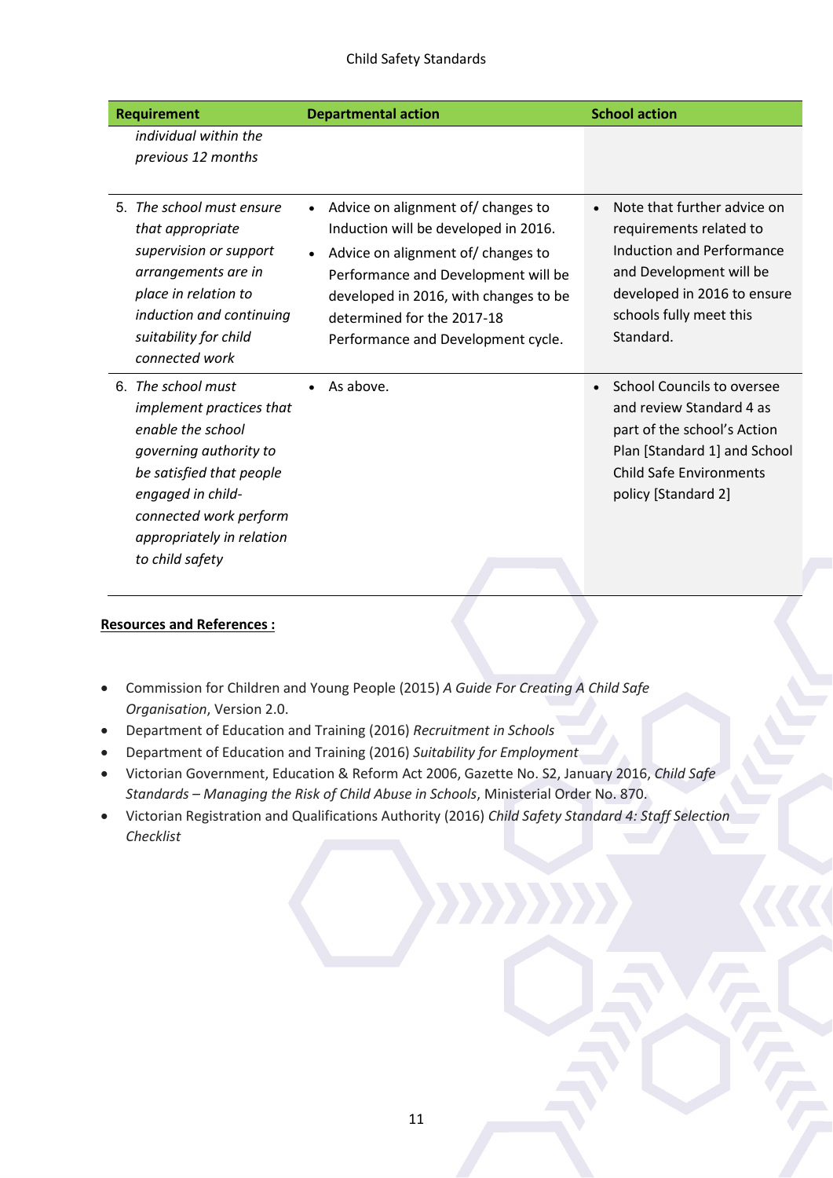| Requirement | Departmental action | School action |
|---|---|---|
| *individual within the previous 12 months* | | |
| 5. *The school must ensure that appropriate supervision or support arrangements are in place in relation to induction and continuing suitability for child connected work* | • Advice on alignment of/ changes to Induction will be developed in 2016.<br>• Advice on alignment of/ changes to Performance and Development will be developed in 2016, with changes to be determined for the 2017-18 Performance and Development cycle. | • Note that further advice on requirements related to Induction and Performance and Development will be developed in 2016 to ensure schools fully meet this Standard. |
| 6. *The school must implement practices that enable the school governing authority to be satisfied that people engaged in child-connected work perform appropriately in relation to child safety* | • As above. | • School Councils to oversee and review Standard 4 as part of the school's Action Plan [Standard 1] and School Child Safe Environments policy [Standard 2] |

**Resources and References :**

- Commission for Children and Young People (2015) *A Guide For Creating A Child Safe Organisation*, Version 2.0.
- Department of Education and Training (2016) *Recruitment in Schools*
- Department of Education and Training (2016) *Suitability for Employment*
- Victorian Government, Education & Reform Act 2006, Gazette No. S2, January 2016, *Child Safe Standards – Managing the Risk of Child Abuse in Schools*, Ministerial Order No. 870.
- Victorian Registration and Qualifications Authority (2016) *Child Safety Standard 4: Staff Selection Checklist*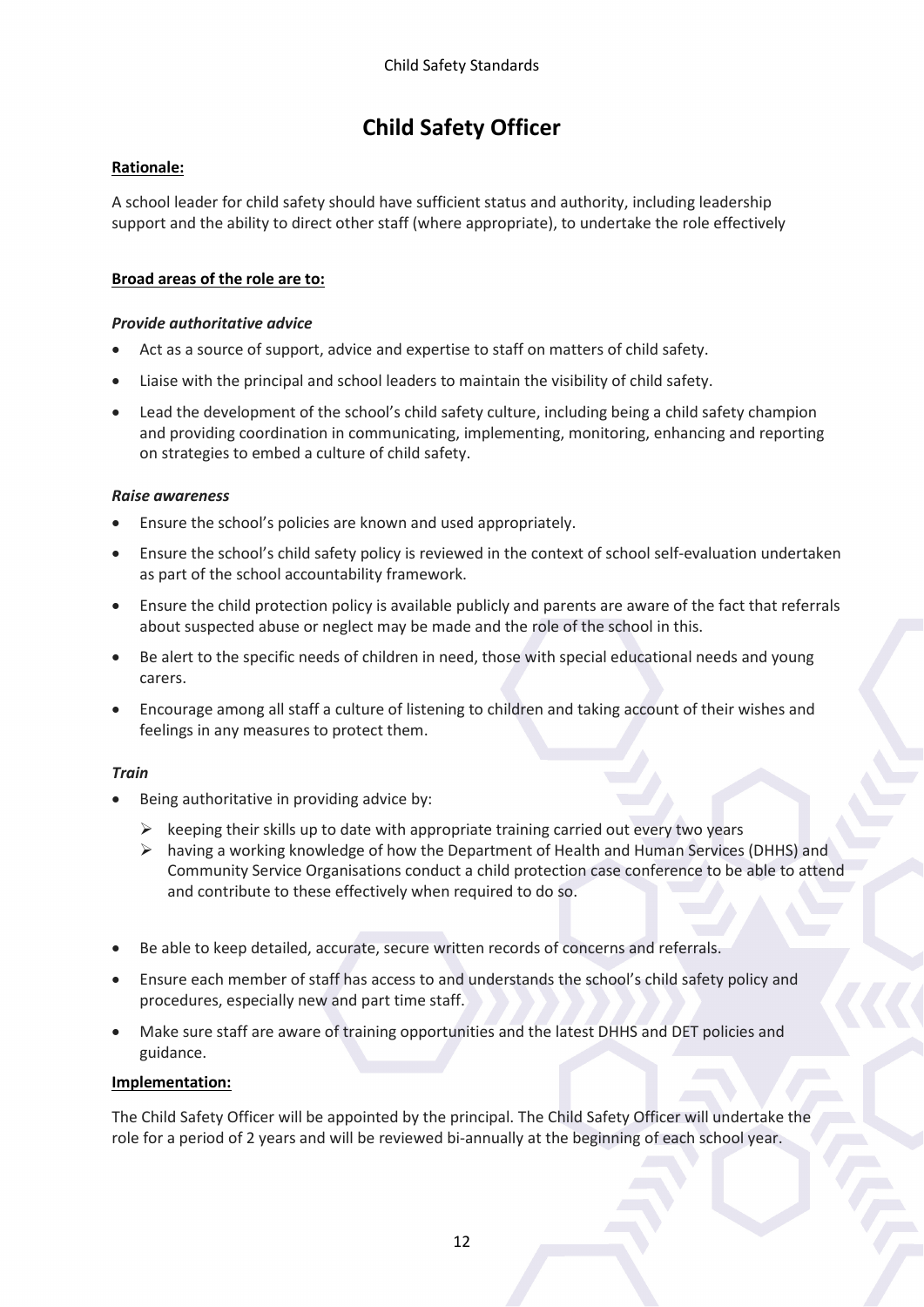# Child Safety Officer

**Rationale:**

A school leader for child safety should have sufficient status and authority, including leadership support and the ability to direct other staff (where appropriate), to undertake the role effectively

**Broad areas of the role are to:**

***Provide authoritative advice***

- Act as a source of support, advice and expertise to staff on matters of child safety.
- Liaise with the principal and school leaders to maintain the visibility of child safety.
- Lead the development of the school's child safety culture, including being a child safety champion and providing coordination in communicating, implementing, monitoring, enhancing and reporting on strategies to embed a culture of child safety.

***Raise awareness***

- Ensure the school's policies are known and used appropriately.
- Ensure the school's child safety policy is reviewed in the context of school self-evaluation undertaken as part of the school accountability framework.
- Ensure the child protection policy is available publicly and parents are aware of the fact that referrals about suspected abuse or neglect may be made and the role of the school in this.
- Be alert to the specific needs of children in need, those with special educational needs and young carers.
- Encourage among all staff a culture of listening to children and taking account of their wishes and feelings in any measures to protect them.

***Train***

- Being authoritative in providing advice by:
  - keeping their skills up to date with appropriate training carried out every two years
  - having a working knowledge of how the Department of Health and Human Services (DHHS) and Community Service Organisations conduct a child protection case conference to be able to attend and contribute to these effectively when required to do so.
- Be able to keep detailed, accurate, secure written records of concerns and referrals.
- Ensure each member of staff has access to and understands the school's child safety policy and procedures, especially new and part time staff.
- Make sure staff are aware of training opportunities and the latest DHHS and DET policies and guidance.

**Implementation:**

The Child Safety Officer will be appointed by the principal. The Child Safety Officer will undertake the role for a period of 2 years and will be reviewed bi-annually at the beginning of each school year.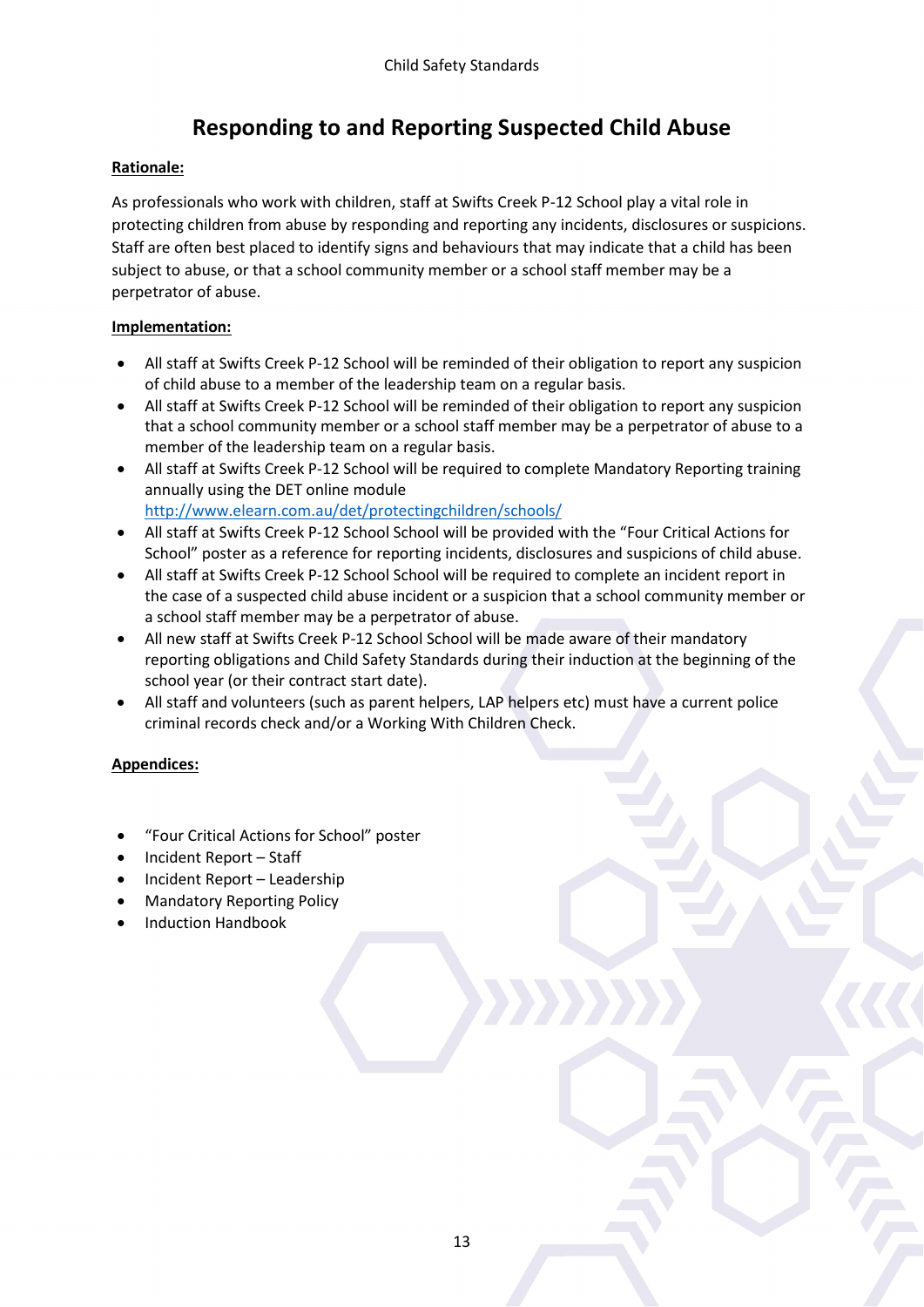# Responding to and Reporting Suspected Child Abuse

**Rationale:**

As professionals who work with children, staff at Swifts Creek P-12 School play a vital role in protecting children from abuse by responding and reporting any incidents, disclosures or suspicions. Staff are often best placed to identify signs and behaviours that may indicate that a child has been subject to abuse, or that a school community member or a school staff member may be a perpetrator of abuse.

**Implementation:**

- All staff at Swifts Creek P-12 School will be reminded of their obligation to report any suspicion of child abuse to a member of the leadership team on a regular basis.
- All staff at Swifts Creek P-12 School will be reminded of their obligation to report any suspicion that a school community member or a school staff member may be a perpetrator of abuse to a member of the leadership team on a regular basis.
- All staff at Swifts Creek P-12 School will be required to complete Mandatory Reporting training annually using the DET online module http://www.elearn.com.au/det/protectingchildren/schools/
- All staff at Swifts Creek P-12 School School will be provided with the "Four Critical Actions for School" poster as a reference for reporting incidents, disclosures and suspicions of child abuse.
- All staff at Swifts Creek P-12 School School will be required to complete an incident report in the case of a suspected child abuse incident or a suspicion that a school community member or a school staff member may be a perpetrator of abuse.
- All new staff at Swifts Creek P-12 School School will be made aware of their mandatory reporting obligations and Child Safety Standards during their induction at the beginning of the school year (or their contract start date).
- All staff and volunteers (such as parent helpers, LAP helpers etc) must have a current police criminal records check and/or a Working With Children Check.

**Appendices:**

- "Four Critical Actions for School" poster
- Incident Report – Staff
- Incident Report – Leadership
- Mandatory Reporting Policy
- Induction Handbook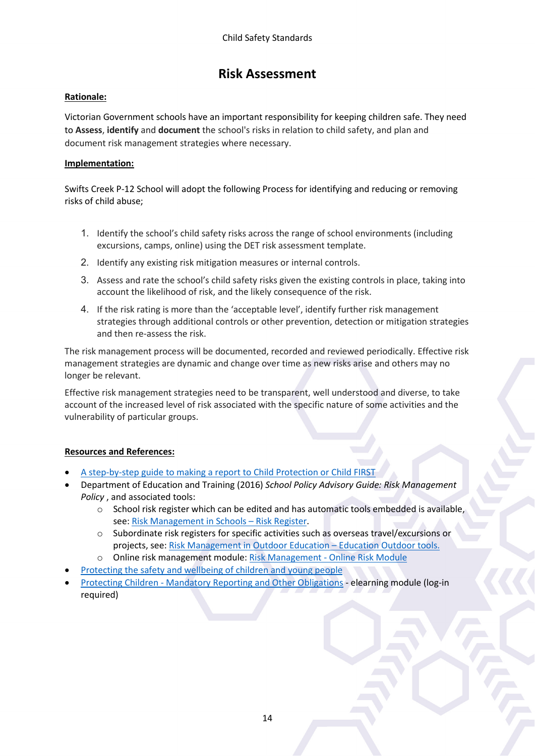# Risk Assessment

**Rationale:**

Victorian Government schools have an important responsibility for keeping children safe. They need to **Assess**, **identify** and **document** the school's risks in relation to child safety, and plan and document risk management strategies where necessary.

**Implementation:**

Swifts Creek P-12 School will adopt the following Process for identifying and reducing or removing risks of child abuse;

1. Identify the school's child safety risks across the range of school environments (including excursions, camps, online) using the DET risk assessment template.
2. Identify any existing risk mitigation measures or internal controls.
3. Assess and rate the school's child safety risks given the existing controls in place, taking into account the likelihood of risk, and the likely consequence of the risk.
4. If the risk rating is more than the 'acceptable level', identify further risk management strategies through additional controls or other prevention, detection or mitigation strategies and then re-assess the risk.

The risk management process will be documented, recorded and reviewed periodically. Effective risk management strategies are dynamic and change over time as new risks arise and others may no longer be relevant.

Effective risk management strategies need to be transparent, well understood and diverse, to take account of the increased level of risk associated with the specific nature of some activities and the vulnerability of particular groups.

**Resources and References:**

- A step-by-step guide to making a report to Child Protection or Child FIRST
- Department of Education and Training (2016) *School Policy Advisory Guide: Risk Management Policy* , and associated tools:
  - School risk register which can be edited and has automatic tools embedded is available, see: Risk Management in Schools – Risk Register.
  - Subordinate risk registers for specific activities such as overseas travel/excursions or projects, see: Risk Management in Outdoor Education – Education Outdoor tools.
  - Online risk management module: Risk Management - Online Risk Module
- Protecting the safety and wellbeing of children and young people
- Protecting Children - Mandatory Reporting and Other Obligations - elearning module (log-in required)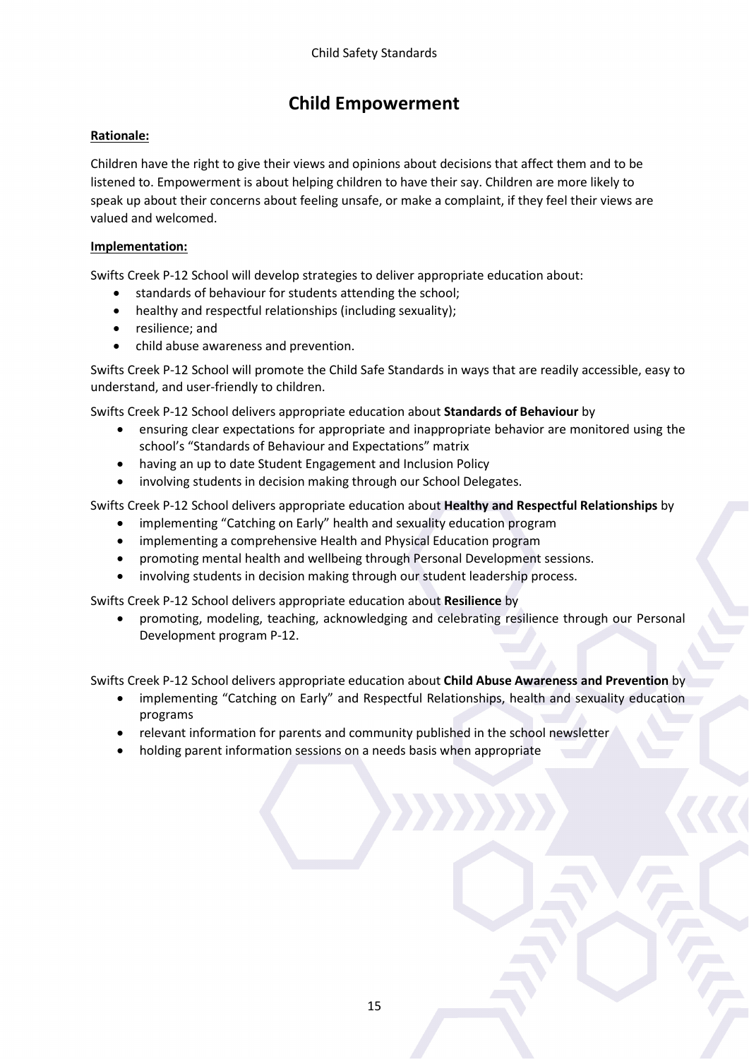# Child Empowerment

**Rationale:**

Children have the right to give their views and opinions about decisions that affect them and to be listened to. Empowerment is about helping children to have their say. Children are more likely to speak up about their concerns about feeling unsafe, or make a complaint, if they feel their views are valued and welcomed.

**Implementation:**

Swifts Creek P-12 School will develop strategies to deliver appropriate education about:

- standards of behaviour for students attending the school;
- healthy and respectful relationships (including sexuality);
- resilience; and
- child abuse awareness and prevention.

Swifts Creek P-12 School will promote the Child Safe Standards in ways that are readily accessible, easy to understand, and user-friendly to children.

Swifts Creek P-12 School delivers appropriate education about **Standards of Behaviour** by

- ensuring clear expectations for appropriate and inappropriate behavior are monitored using the school's "Standards of Behaviour and Expectations" matrix
- having an up to date Student Engagement and Inclusion Policy
- involving students in decision making through our School Delegates.

Swifts Creek P-12 School delivers appropriate education about **Healthy and Respectful Relationships** by

- implementing "Catching on Early" health and sexuality education program
- implementing a comprehensive Health and Physical Education program
- promoting mental health and wellbeing through Personal Development sessions.
- involving students in decision making through our student leadership process.

Swifts Creek P-12 School delivers appropriate education about **Resilience** by

- promoting, modeling, teaching, acknowledging and celebrating resilience through our Personal Development program P-12.

Swifts Creek P-12 School delivers appropriate education about **Child Abuse Awareness and Prevention** by

- implementing "Catching on Early" and Respectful Relationships, health and sexuality education programs
- relevant information for parents and community published in the school newsletter
- holding parent information sessions on a needs basis when appropriate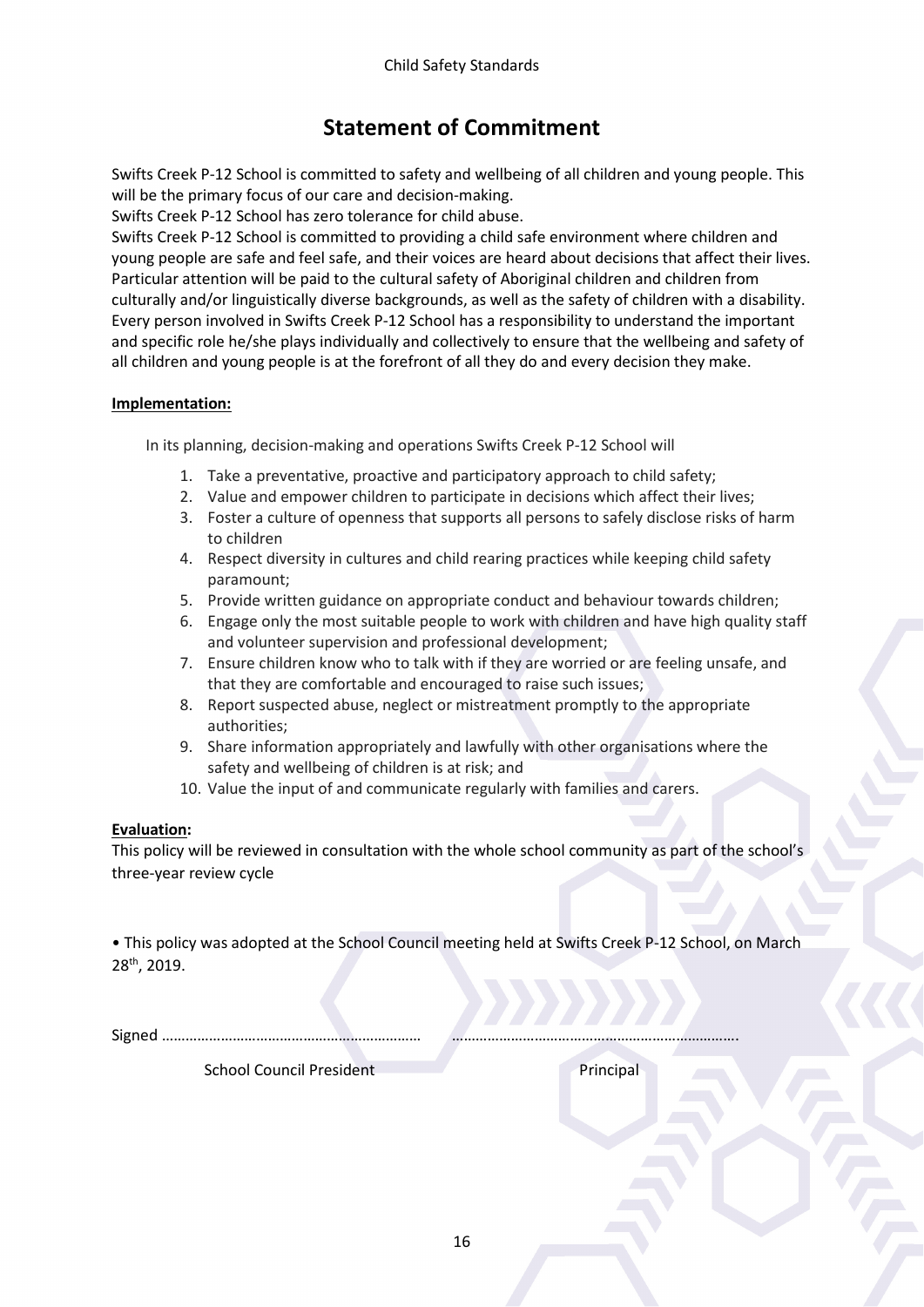# Statement of Commitment

Swifts Creek P-12 School is committed to safety and wellbeing of all children and young people. This will be the primary focus of our care and decision-making.

Swifts Creek P-12 School has zero tolerance for child abuse.

Swifts Creek P-12 School is committed to providing a child safe environment where children and young people are safe and feel safe, and their voices are heard about decisions that affect their lives. Particular attention will be paid to the cultural safety of Aboriginal children and children from culturally and/or linguistically diverse backgrounds, as well as the safety of children with a disability. Every person involved in Swifts Creek P-12 School has a responsibility to understand the important and specific role he/she plays individually and collectively to ensure that the wellbeing and safety of all children and young people is at the forefront of all they do and every decision they make.

**Implementation:**

In its planning, decision-making and operations Swifts Creek P-12 School will

1. Take a preventative, proactive and participatory approach to child safety;
2. Value and empower children to participate in decisions which affect their lives;
3. Foster a culture of openness that supports all persons to safely disclose risks of harm to children
4. Respect diversity in cultures and child rearing practices while keeping child safety paramount;
5. Provide written guidance on appropriate conduct and behaviour towards children;
6. Engage only the most suitable people to work with children and have high quality staff and volunteer supervision and professional development;
7. Ensure children know who to talk with if they are worried or are feeling unsafe, and that they are comfortable and encouraged to raise such issues;
8. Report suspected abuse, neglect or mistreatment promptly to the appropriate authorities;
9. Share information appropriately and lawfully with other organisations where the safety and wellbeing of children is at risk; and
10. Value the input of and communicate regularly with families and carers.

**Evaluation:**

This policy will be reviewed in consultation with the whole school community as part of the school's three-year review cycle

• This policy was adopted at the School Council meeting held at Swifts Creek P-12 School, on March 28th, 2019.

Signed ………………………………………………………… ……………………………………………………………….

School Council President Principal